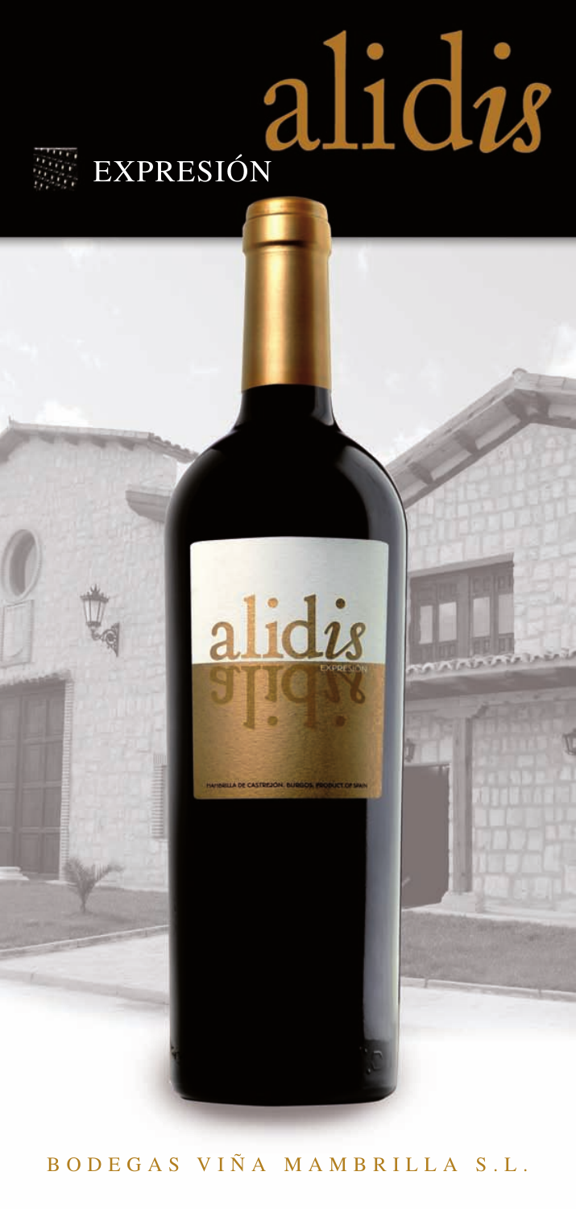# alidis

EXPRESIÓN

BODEGAS VIÑA MAMBRILLA S.L.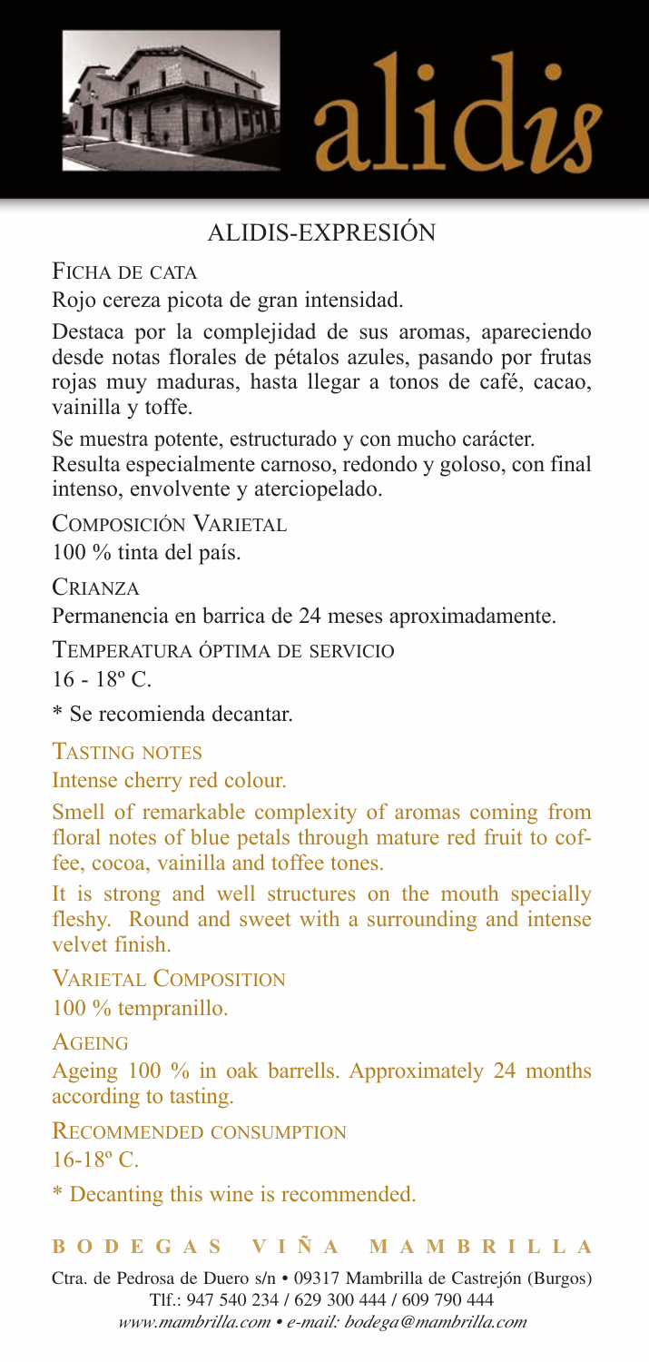# alidis

## ALIDIS-EXPRESIÓN

### Ficha de cata

Rojo cereza picota de gran intensidad.

Destaca por la complejidad de sus aromas, apareciendo desde notas florales de pétalos azules, pasando por frutas rojas muy maduras, hasta llegar a tonos de café, cacao, vainilla y toffe.

Se muestra potente, estructurado y con mucho carácter.
Resulta especialmente carnoso, redondo y goloso, con final intenso, envolvente y aterciopelado.

### Composición Varietal

100 % tinta del país.

### Crianza

Permanencia en barrica de 24 meses aproximadamente.

### Temperatura óptima de servicio

16 - 18º C.

* Se recomienda decantar.

### Tasting notes

Intense cherry red colour.

Smell of remarkable complexity of aromas coming from floral notes of blue petals through mature red fruit to coffee, cocoa, vainilla and toffee tones.

It is strong and well structures on the mouth specially fleshy. Round and sweet with a surrounding and intense velvet finish.

### Varietal Composition

100 % tempranillo.

### Ageing

Ageing 100 % in oak barrells. Approximately 24 months according to tasting.

### Recommended consumption

16-18º C.

* Decanting this wine is recommended.

**BODEGAS VIÑA MAMBRILLA**

Ctra. de Pedrosa de Duero s/n • 09317 Mambrilla de Castrejón (Burgos)
Tlf.: 947 540 234 / 629 300 444 / 609 790 444
*www.mambrilla.com • e-mail: bodega@mambrilla.com*